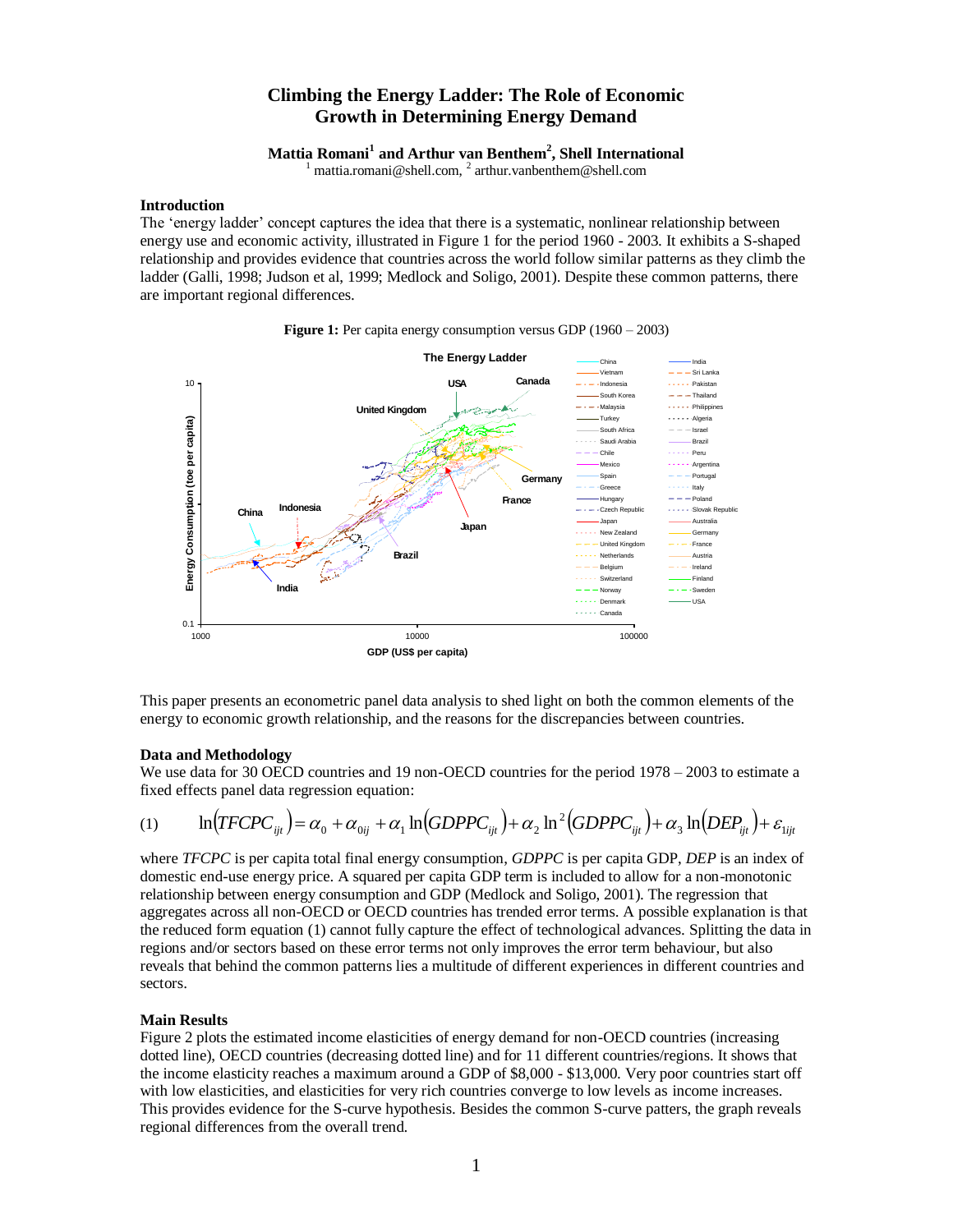# Climbing the Energy Ladder: The Role of Economic Growth in Determining Energy Demand

**Mattia Romani[1] and Arthur van Benthem[2], Shell International**

[1] mattia.romani@shell.com, [2] arthur.vanbenthem@shell.com

### Introduction

The 'energy ladder' concept captures the idea that there is a systematic, nonlinear relationship between energy use and economic activity, illustrated in Figure 1 for the period 1960 - 2003. It exhibits a S-shaped relationship and provides evidence that countries across the world follow similar patterns as they climb the ladder (Galli, 1998; Judson et al, 1999; Medlock and Soligo, 2001). Despite these common patterns, there are important regional differences.

**Figure 1:** Per capita energy consumption versus GDP (1960 – 2003)

This paper presents an econometric panel data analysis to shed light on both the common elements of the energy to economic growth relationship, and the reasons for the discrepancies between countries.

### Data and Methodology

We use data for 30 OECD countries and 19 non-OECD countries for the period 1978 – 2003 to estimate a fixed effects panel data regression equation:

$$\ln(TFCPC_{ijt}) = \alpha_0 + \alpha_{0ij} + \alpha_1 \ln(GDPPC_{ijt}) + \alpha_2 \ln^2(GDPPC_{ijt}) + \alpha_3 \ln(DEP_{ijt}) + \varepsilon_{1ijt} \quad (1)$$

where *TFCPC* is per capita total final energy consumption, *GDPPC* is per capita GDP, *DEP* is an index of domestic end-use energy price. A squared per capita GDP term is included to allow for a non-monotonic relationship between energy consumption and GDP (Medlock and Soligo, 2001). The regression that aggregates across all non-OECD or OECD countries has trended error terms. A possible explanation is that the reduced form equation (1) cannot fully capture the effect of technological advances. Splitting the data in regions and/or sectors based on these error terms not only improves the error term behaviour, but also reveals that behind the common patterns lies a multitude of different experiences in different countries and sectors.

### Main Results

Figure 2 plots the estimated income elasticities of energy demand for non-OECD countries (increasing dotted line), OECD countries (decreasing dotted line) and for 11 different countries/regions. It shows that the income elasticity reaches a maximum around a GDP of $8,000 - $13,000. Very poor countries start off with low elasticities, and elasticities for very rich countries converge to low levels as income increases. This provides evidence for the S-curve hypothesis. Besides the common S-curve patters, the graph reveals regional differences from the overall trend.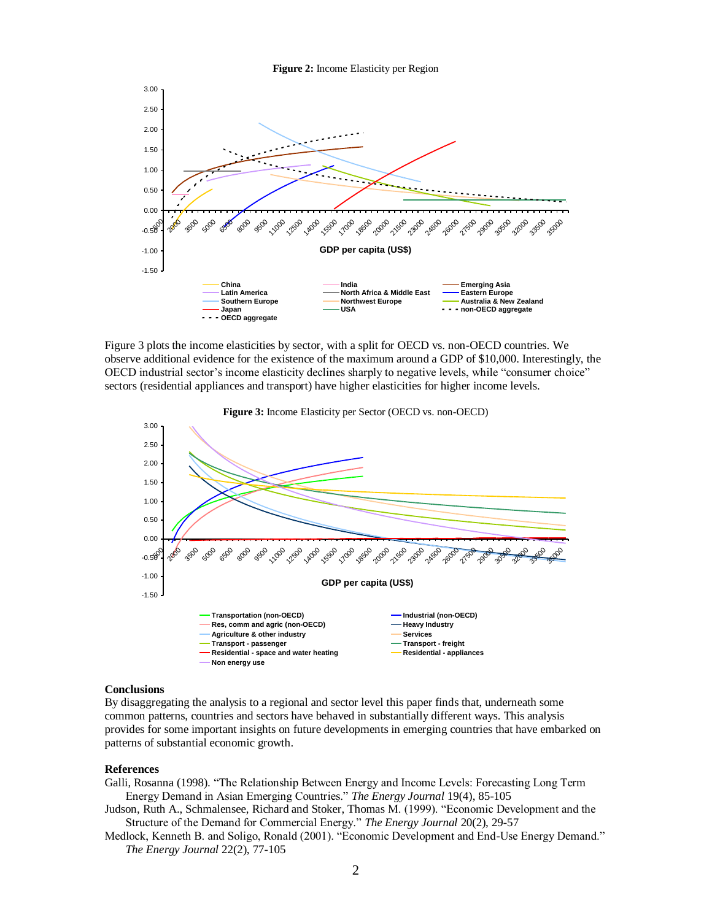**Figure 2:** Income Elasticity per Region

3.00
2.50
2.00
1.50
1.00
0.50
0.00
-0.50
-1.00
-1.50

500 2000 3500 5000 6500 8000 9500 11000 12500 14000 15500 17000 18500 20000 21500 23000 24500 26000 27500 29000 30500 32000 33500 35000

GDP per capita (US$)

China
India
Emerging Asia
Latin America
North Africa & Middle East
Eastern Europe
Southern Europe
Northwest Europe
Australia & New Zealand
Japan
USA
non-OECD aggregate
OECD aggregate

Figure 3 plots the income elasticities by sector, with a split for OECD vs. non-OECD countries. We observe additional evidence for the existence of the maximum around a GDP of $10,000. Interestingly, the OECD industrial sector's income elasticity declines sharply to negative levels, while "consumer choice" sectors (residential appliances and transport) have higher elasticities for higher income levels.

**Figure 3:** Income Elasticity per Sector (OECD vs. non-OECD)

3.00
2.50
2.00
1.50
1.00
0.50
0.00
-0.50
-1.00
-1.50

500 2000 3500 5000 6500 8000 9500 11000 12500 14000 15500 17000 18500 20000 21500 23000 24500 26000 27500 29000 30500 32000 33500 35000

GDP per capita (US$)

Transportation (non-OECD)
Industrial (non-OECD)
Res, comm and agric (non-OECD)
Heavy Industry
Agriculture & other industry
Services
Transport - passenger
Transport - freight
Residential - space and water heating
Residential - appliances
Non energy use

## Conclusions

By disaggregating the analysis to a regional and sector level this paper finds that, underneath some common patterns, countries and sectors have behaved in substantially different ways. This analysis provides for some important insights on future developments in emerging countries that have embarked on patterns of substantial economic growth.

## References

Galli, Rosanna (1998). "The Relationship Between Energy and Income Levels: Forecasting Long Term Energy Demand in Asian Emerging Countries." *The Energy Journal* 19(4), 85-105

Judson, Ruth A., Schmalensee, Richard and Stoker, Thomas M. (1999). "Economic Development and the Structure of the Demand for Commercial Energy." *The Energy Journal* 20(2), 29-57

Medlock, Kenneth B. and Soligo, Ronald (2001). "Economic Development and End-Use Energy Demand." *The Energy Journal* 22(2), 77-105